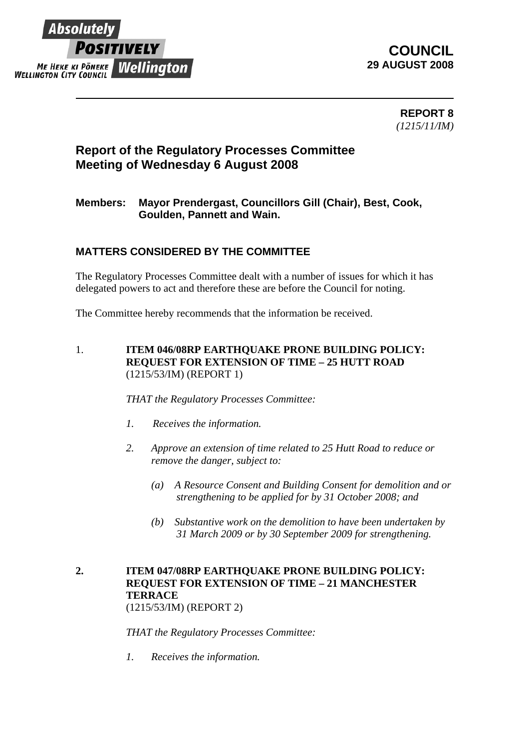Absolutely POSITIVELY Wellington
ME HEKE KI PŌNEKE
WELLINGTON CITY COUNCIL

**COUNCIL**
**29 AUGUST 2008**

---

**REPORT 8**
*(1215/11/IM)*

## Report of the Regulatory Processes Committee Meeting of Wednesday 6 August 2008

**Members:** **Mayor Prendergast, Councillors Gill (Chair), Best, Cook, Goulden, Pannett and Wain.**

### MATTERS CONSIDERED BY THE COMMITTEE

The Regulatory Processes Committee dealt with a number of issues for which it has delegated powers to act and therefore these are before the Council for noting.

The Committee hereby recommends that the information be received.

1. **ITEM 046/08RP EARTHQUAKE PRONE BUILDING POLICY: REQUEST FOR EXTENSION OF TIME – 25 HUTT ROAD**
(1215/53/IM) (REPORT 1)

*THAT the Regulatory Processes Committee:*

*1. Receives the information.*

*2. Approve an extension of time related to 25 Hutt Road to reduce or remove the danger, subject to:*

*(a) A Resource Consent and Building Consent for demolition and or strengthening to be applied for by 31 October 2008; and*

*(b) Substantive work on the demolition to have been undertaken by 31 March 2009 or by 30 September 2009 for strengthening.*

**2. ITEM 047/08RP EARTHQUAKE PRONE BUILDING POLICY: REQUEST FOR EXTENSION OF TIME – 21 MANCHESTER TERRACE**
(1215/53/IM) (REPORT 2)

*THAT the Regulatory Processes Committee:*

*1. Receives the information.*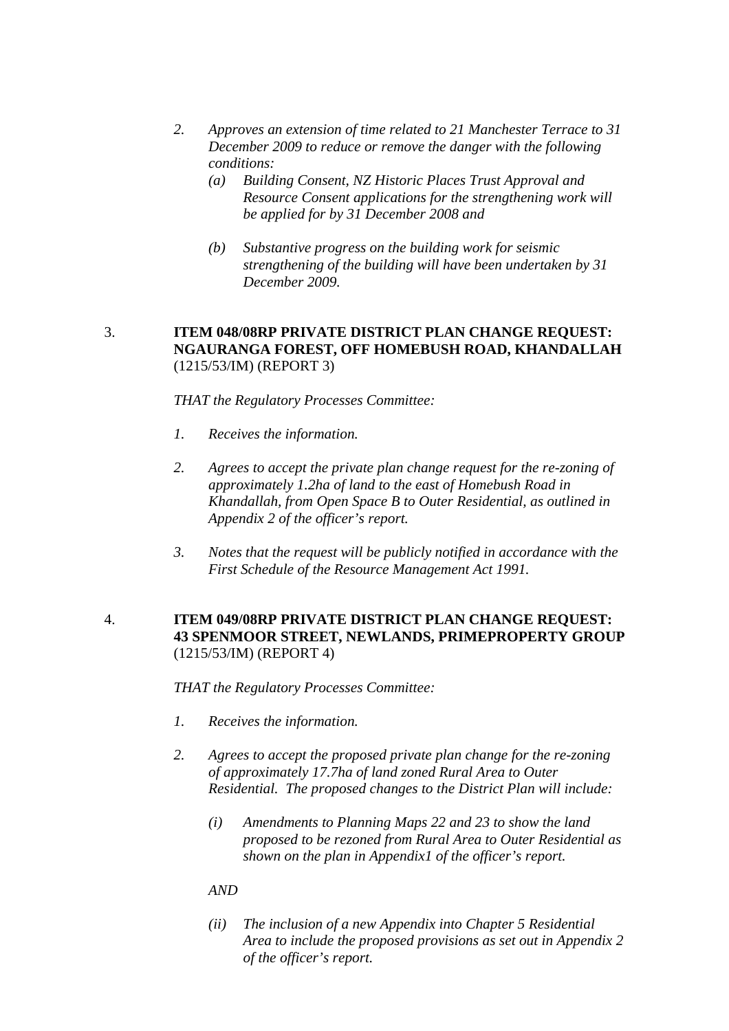2. *Approves an extension of time related to 21 Manchester Terrace to 31 December 2009 to reduce or remove the danger with the following conditions:*
   (a) *Building Consent, NZ Historic Places Trust Approval and Resource Consent applications for the strengthening work will be applied for by 31 December 2008 and*

   (b) *Substantive progress on the building work for seismic strengthening of the building will have been undertaken by 31 December 2009.*

3. **ITEM 048/08RP PRIVATE DISTRICT PLAN CHANGE REQUEST: NGAURANGA FOREST, OFF HOMEBUSH ROAD, KHANDALLAH** (1215/53/IM) (REPORT 3)

*THAT the Regulatory Processes Committee:*

1. *Receives the information.*

2. *Agrees to accept the private plan change request for the re-zoning of approximately 1.2ha of land to the east of Homebush Road in Khandallah, from Open Space B to Outer Residential, as outlined in Appendix 2 of the officer's report.*

3. *Notes that the request will be publicly notified in accordance with the First Schedule of the Resource Management Act 1991.*

4. **ITEM 049/08RP PRIVATE DISTRICT PLAN CHANGE REQUEST: 43 SPENMOOR STREET, NEWLANDS, PRIMEPROPERTY GROUP** (1215/53/IM) (REPORT 4)

*THAT the Regulatory Processes Committee:*

1. *Receives the information.*

2. *Agrees to accept the proposed private plan change for the re-zoning of approximately 17.7ha of land zoned Rural Area to Outer Residential. The proposed changes to the District Plan will include:*

   (i) *Amendments to Planning Maps 22 and 23 to show the land proposed to be rezoned from Rural Area to Outer Residential as shown on the plan in Appendix1 of the officer's report.*

   *AND*

   (ii) *The inclusion of a new Appendix into Chapter 5 Residential Area to include the proposed provisions as set out in Appendix 2 of the officer's report.*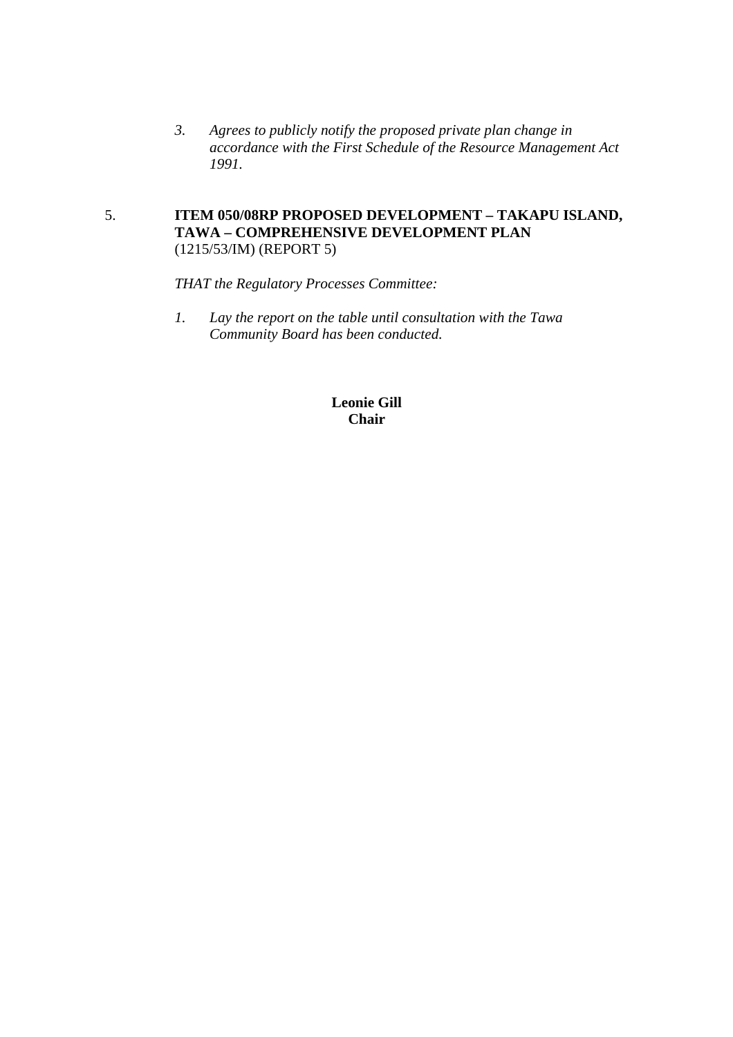3. *Agrees to publicly notify the proposed private plan change in accordance with the First Schedule of the Resource Management Act 1991.*

5. **ITEM 050/08RP PROPOSED DEVELOPMENT – TAKAPU ISLAND, TAWA – COMPREHENSIVE DEVELOPMENT PLAN**
(1215/53/IM) (REPORT 5)

*THAT the Regulatory Processes Committee:*

1. *Lay the report on the table until consultation with the Tawa Community Board has been conducted.*

**Leonie Gill**
**Chair**